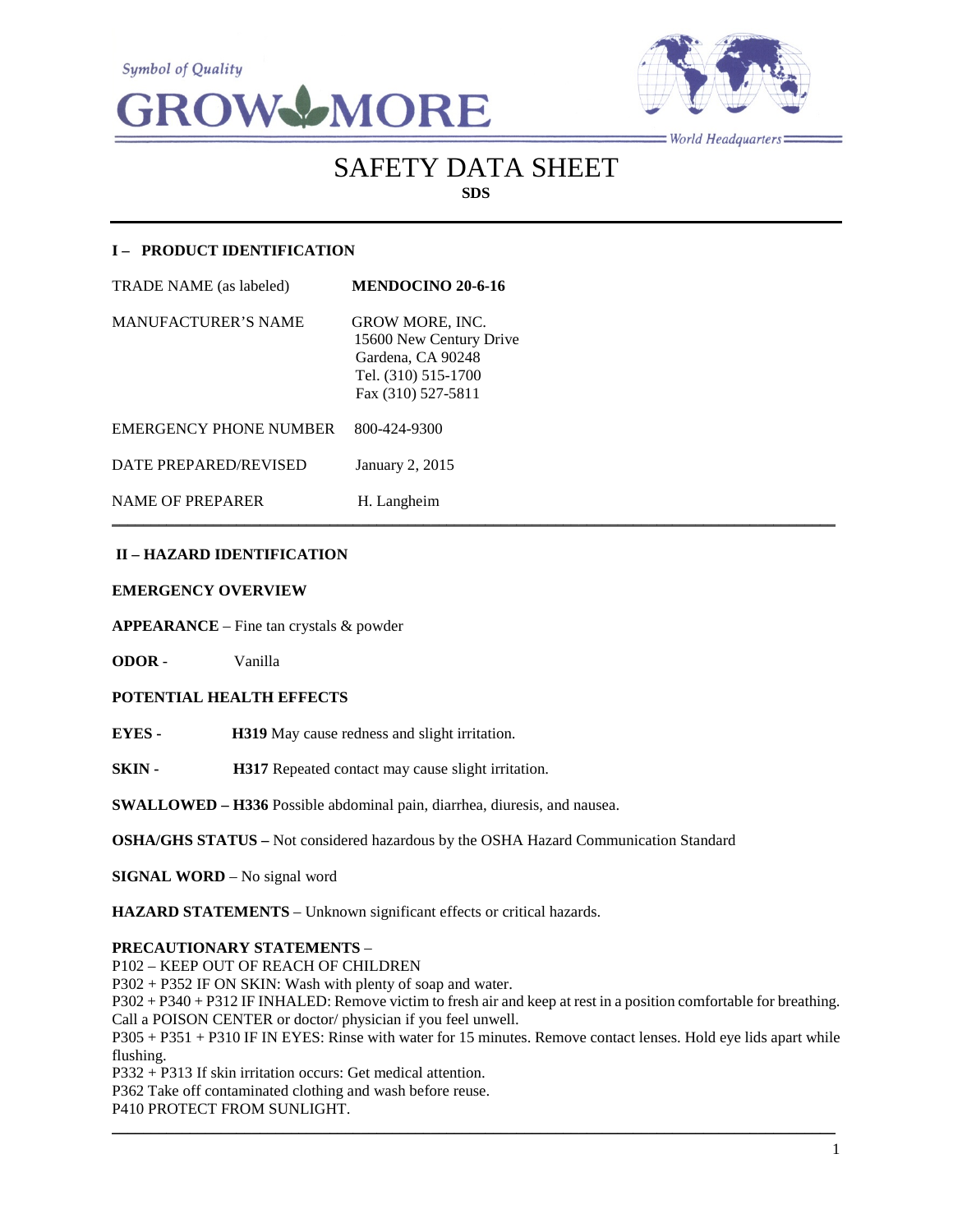Symbol of Quality

# GROW MORE

World Headquarters

# SAFETY DATA SHEET

**SDS**

## I – PRODUCT IDENTIFICATION

| | |
|---|---|
| TRADE NAME (as labeled) | **MENDOCINO 20-6-16** |
| MANUFACTURER'S NAME | GROW MORE, INC.<br>15600 New Century Drive<br>Gardena, CA 90248<br>Tel. (310) 515-1700<br>Fax (310) 527-5811 |
| EMERGENCY PHONE NUMBER | 800-424-9300 |
| DATE PREPARED/REVISED | January 2, 2015 |
| NAME OF PREPARER | H. Langheim |

## II – HAZARD IDENTIFICATION

**EMERGENCY OVERVIEW**

**APPEARANCE** – Fine tan crystals & powder

**ODOR** - Vanilla

**POTENTIAL HEALTH EFFECTS**

**EYES -** **H319** May cause redness and slight irritation.

**SKIN -** **H317** Repeated contact may cause slight irritation.

**SWALLOWED – H336** Possible abdominal pain, diarrhea, diuresis, and nausea.

**OSHA/GHS STATUS –** Not considered hazardous by the OSHA Hazard Communication Standard

**SIGNAL WORD** – No signal word

**HAZARD STATEMENTS** – Unknown significant effects or critical hazards.

**PRECAUTIONARY STATEMENTS** –
P102 – KEEP OUT OF REACH OF CHILDREN
P302 + P352 IF ON SKIN: Wash with plenty of soap and water.
P302 + P340 + P312 IF INHALED: Remove victim to fresh air and keep at rest in a position comfortable for breathing. Call a POISON CENTER or doctor/ physician if you feel unwell.
P305 + P351 + P310 IF IN EYES: Rinse with water for 15 minutes. Remove contact lenses. Hold eye lids apart while flushing.
P332 + P313 If skin irritation occurs: Get medical attention.
P362 Take off contaminated clothing and wash before reuse.
P410 PROTECT FROM SUNLIGHT.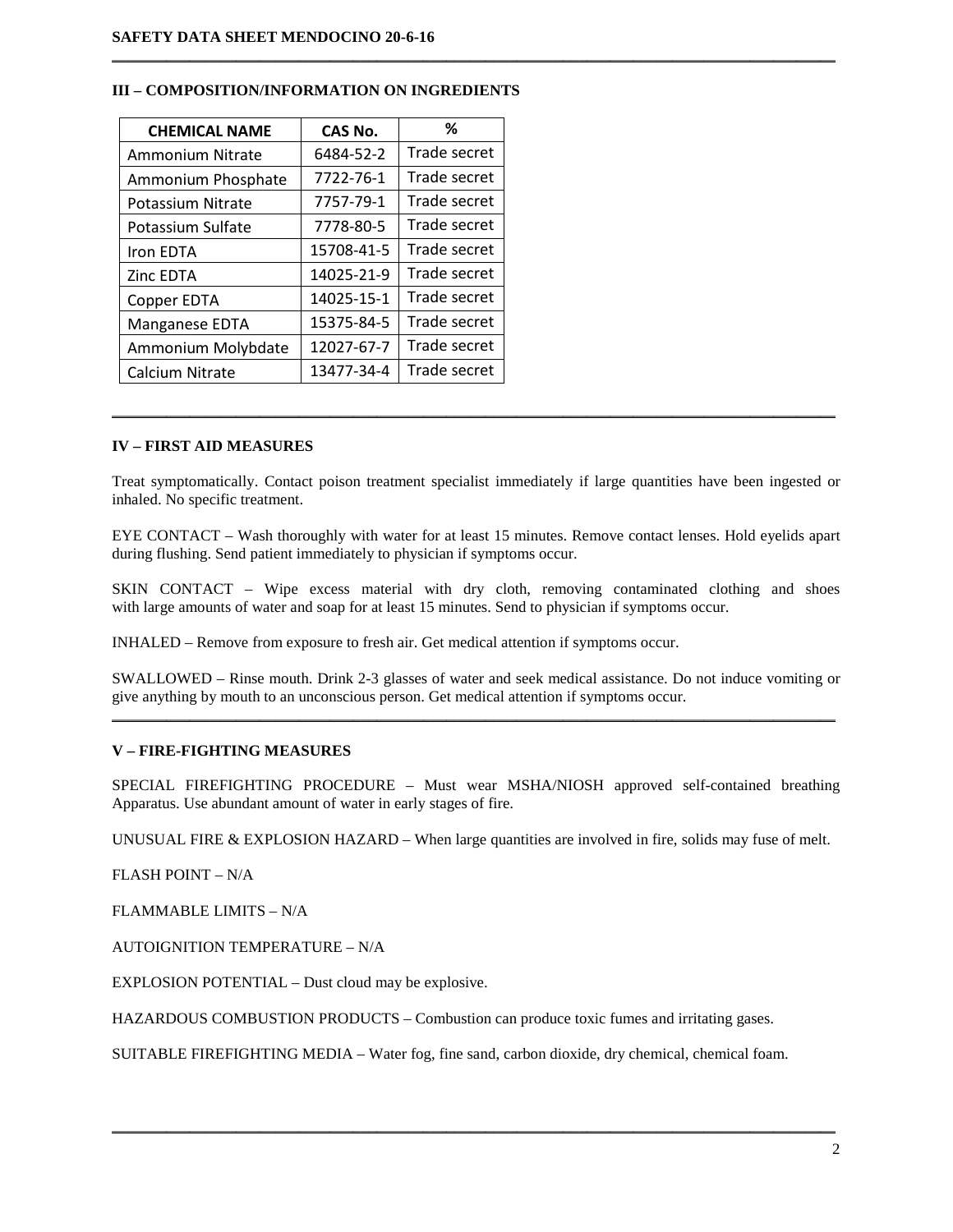## III – COMPOSITION/INFORMATION ON INGREDIENTS

| CHEMICAL NAME | CAS No. | % |
|---|---|---|
| Ammonium Nitrate | 6484-52-2 | Trade secret |
| Ammonium Phosphate | 7722-76-1 | Trade secret |
| Potassium Nitrate | 7757-79-1 | Trade secret |
| Potassium Sulfate | 7778-80-5 | Trade secret |
| Iron EDTA | 15708-41-5 | Trade secret |
| Zinc EDTA | 14025-21-9 | Trade secret |
| Copper EDTA | 14025-15-1 | Trade secret |
| Manganese EDTA | 15375-84-5 | Trade secret |
| Ammonium Molybdate | 12027-67-7 | Trade secret |
| Calcium Nitrate | 13477-34-4 | Trade secret |

## IV – FIRST AID MEASURES

Treat symptomatically. Contact poison treatment specialist immediately if large quantities have been ingested or inhaled. No specific treatment.

EYE CONTACT – Wash thoroughly with water for at least 15 minutes. Remove contact lenses. Hold eyelids apart during flushing. Send patient immediately to physician if symptoms occur.

SKIN CONTACT – Wipe excess material with dry cloth, removing contaminated clothing and shoes with large amounts of water and soap for at least 15 minutes. Send to physician if symptoms occur.

INHALED – Remove from exposure to fresh air. Get medical attention if symptoms occur.

SWALLOWED – Rinse mouth. Drink 2-3 glasses of water and seek medical assistance. Do not induce vomiting or give anything by mouth to an unconscious person. Get medical attention if symptoms occur.

## V – FIRE-FIGHTING MEASURES

SPECIAL FIREFIGHTING PROCEDURE – Must wear MSHA/NIOSH approved self-contained breathing Apparatus. Use abundant amount of water in early stages of fire.

UNUSUAL FIRE & EXPLOSION HAZARD – When large quantities are involved in fire, solids may fuse of melt.

FLASH POINT – N/A

FLAMMABLE LIMITS – N/A

AUTOIGNITION TEMPERATURE – N/A

EXPLOSION POTENTIAL – Dust cloud may be explosive.

HAZARDOUS COMBUSTION PRODUCTS – Combustion can produce toxic fumes and irritating gases.

SUITABLE FIREFIGHTING MEDIA – Water fog, fine sand, carbon dioxide, dry chemical, chemical foam.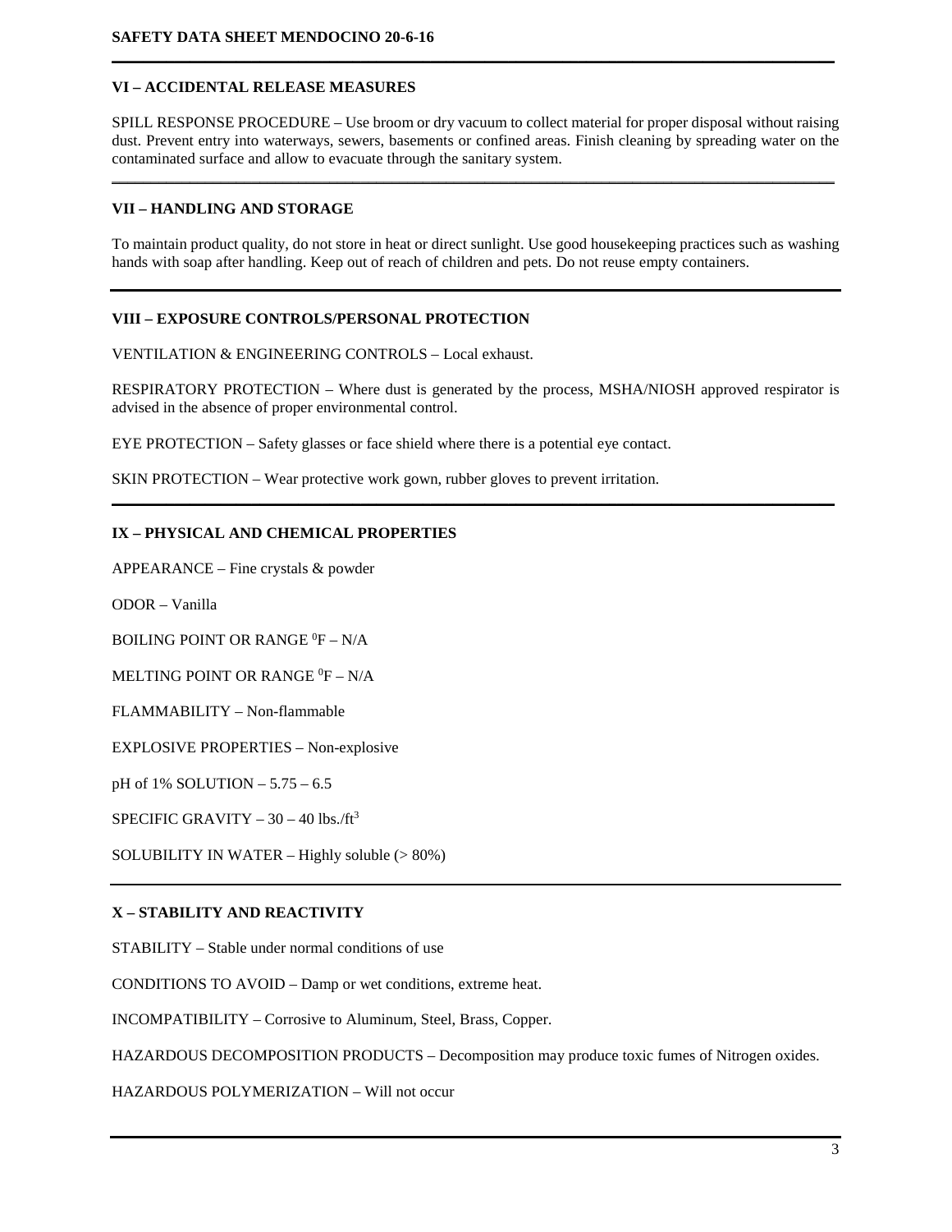## VI – ACCIDENTAL RELEASE MEASURES

SPILL RESPONSE PROCEDURE – Use broom or dry vacuum to collect material for proper disposal without raising dust. Prevent entry into waterways, sewers, basements or confined areas. Finish cleaning by spreading water on the contaminated surface and allow to evacuate through the sanitary system.

## VII – HANDLING AND STORAGE

To maintain product quality, do not store in heat or direct sunlight. Use good housekeeping practices such as washing hands with soap after handling. Keep out of reach of children and pets. Do not reuse empty containers.

## VIII – EXPOSURE CONTROLS/PERSONAL PROTECTION

VENTILATION & ENGINEERING CONTROLS – Local exhaust.

RESPIRATORY PROTECTION – Where dust is generated by the process, MSHA/NIOSH approved respirator is advised in the absence of proper environmental control.

EYE PROTECTION – Safety glasses or face shield where there is a potential eye contact.

SKIN PROTECTION – Wear protective work gown, rubber gloves to prevent irritation.

## IX – PHYSICAL AND CHEMICAL PROPERTIES

APPEARANCE – Fine crystals & powder

ODOR – Vanilla

BOILING POINT OR RANGE $^0$F – N/A

MELTING POINT OR RANGE $^0$F – N/A

FLAMMABILITY – Non-flammable

EXPLOSIVE PROPERTIES – Non-explosive

pH of 1% SOLUTION – 5.75 – 6.5

SPECIFIC GRAVITY – 30 – 40 lbs./ft$^3$

SOLUBILITY IN WATER – Highly soluble (> 80%)

## X – STABILITY AND REACTIVITY

STABILITY – Stable under normal conditions of use

CONDITIONS TO AVOID – Damp or wet conditions, extreme heat.

INCOMPATIBILITY – Corrosive to Aluminum, Steel, Brass, Copper.

HAZARDOUS DECOMPOSITION PRODUCTS – Decomposition may produce toxic fumes of Nitrogen oxides.

HAZARDOUS POLYMERIZATION – Will not occur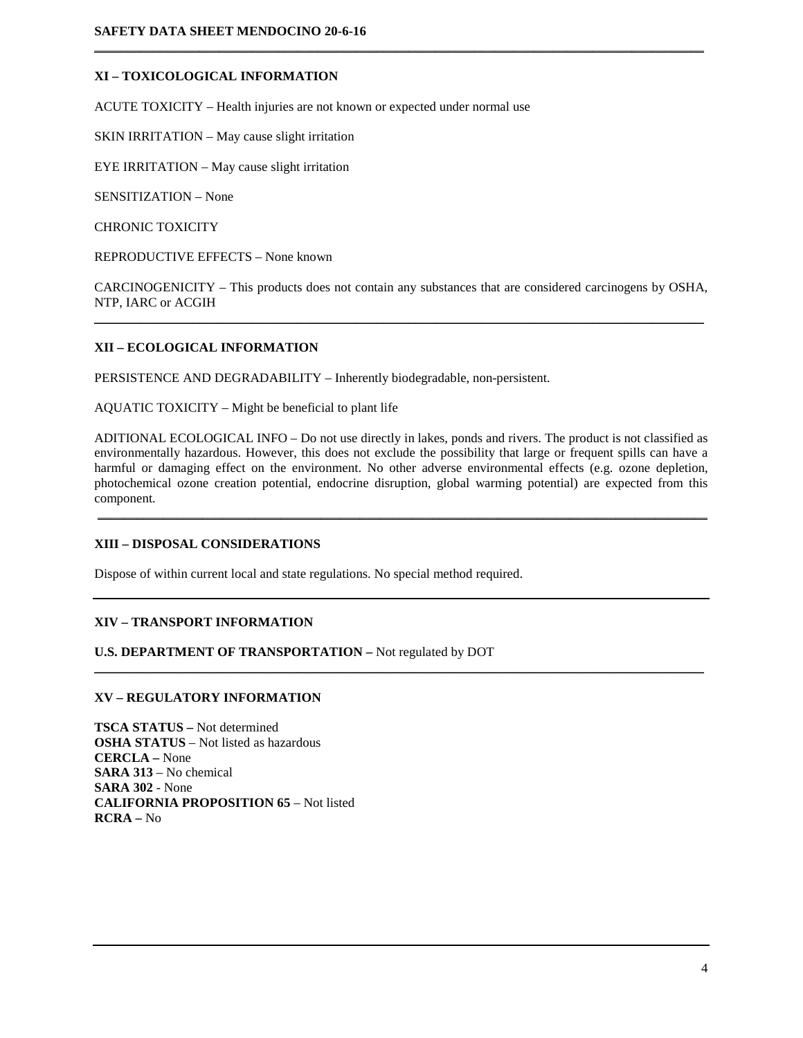## XI – TOXICOLOGICAL INFORMATION

ACUTE TOXICITY – Health injuries are not known or expected under normal use

SKIN IRRITATION – May cause slight irritation

EYE IRRITATION – May cause slight irritation

SENSITIZATION – None

CHRONIC TOXICITY

REPRODUCTIVE EFFECTS – None known

CARCINOGENICITY – This products does not contain any substances that are considered carcinogens by OSHA, NTP, IARC or ACGIH

---

## XII – ECOLOGICAL INFORMATION

PERSISTENCE AND DEGRADABILITY – Inherently biodegradable, non-persistent.

AQUATIC TOXICITY – Might be beneficial to plant life

ADITIONAL ECOLOGICAL INFO – Do not use directly in lakes, ponds and rivers. The product is not classified as environmentally hazardous. However, this does not exclude the possibility that large or frequent spills can have a harmful or damaging effect on the environment. No other adverse environmental effects (e.g. ozone depletion, photochemical ozone creation potential, endocrine disruption, global warming potential) are expected from this component.

---

## XIII – DISPOSAL CONSIDERATIONS

Dispose of within current local and state regulations. No special method required.

---

## XIV – TRANSPORT INFORMATION

**U.S. DEPARTMENT OF TRANSPORTATION –** Not regulated by DOT

---

## XV – REGULATORY INFORMATION

**TSCA STATUS –** Not determined
**OSHA STATUS** – Not listed as hazardous
**CERCLA –** None
**SARA 313** – No chemical
**SARA 302** - None
**CALIFORNIA PROPOSITION 65** – Not listed
**RCRA –** No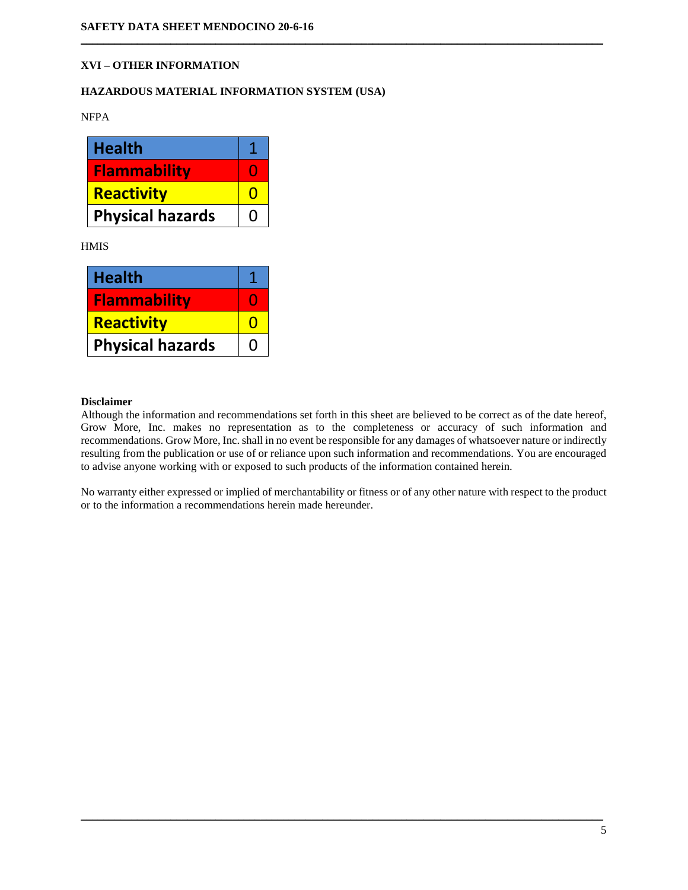## XVI – OTHER INFORMATION

### HAZARDOUS MATERIAL INFORMATION SYSTEM (USA)

NFPA

| | |
|---|---|
| Health | 1 |
| Flammability | 0 |
| Reactivity | 0 |
| Physical hazards | 0 |

HMIS

| | |
|---|---|
| Health | 1 |
| Flammability | 0 |
| Reactivity | 0 |
| Physical hazards | 0 |

**Disclaimer**

Although the information and recommendations set forth in this sheet are believed to be correct as of the date hereof, Grow More, Inc. makes no representation as to the completeness or accuracy of such information and recommendations. Grow More, Inc. shall in no event be responsible for any damages of whatsoever nature or indirectly resulting from the publication or use of or reliance upon such information and recommendations. You are encouraged to advise anyone working with or exposed to such products of the information contained herein.

No warranty either expressed or implied of merchantability or fitness or of any other nature with respect to the product or to the information a recommendations herein made hereunder.